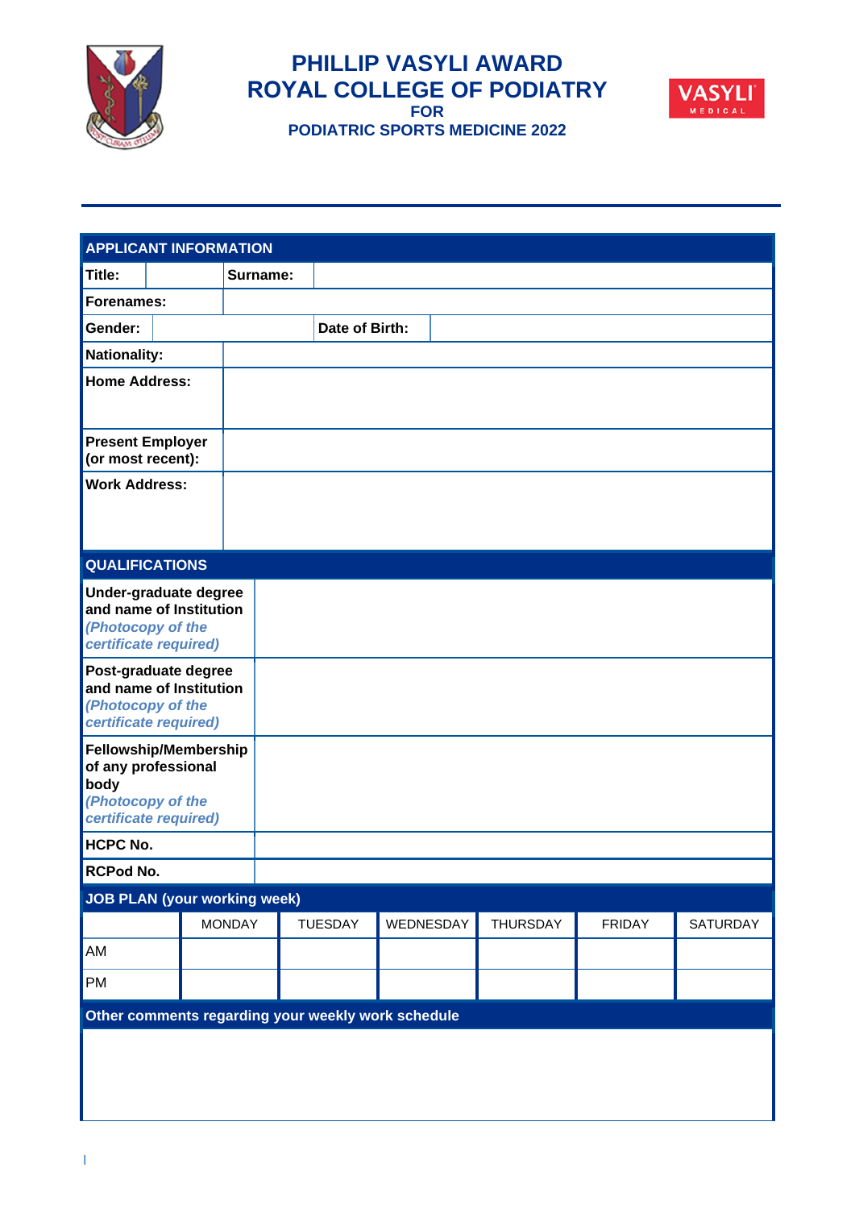# PHILLIP VASYLI AWARD
# ROYAL COLLEGE OF PODIATRY
## FOR
## PODIATRIC SPORTS MEDICINE 2022

| APPLICANT INFORMATION | | | |
|---|---|---|---|
| **Title:** | | **Surname:** | |
| **Forenames:** | | | |
| **Gender:** | | **Date of Birth:** | |
| **Nationality:** | | | |
| **Home Address:** | | | |
| **Present Employer (or most recent):** | | | |
| **Work Address:** | | | |

| QUALIFICATIONS | |
|---|---|
| **Under-graduate degree and name of Institution** *(Photocopy of the certificate required)* | |
| **Post-graduate degree and name of Institution** *(Photocopy of the certificate required)* | |
| **Fellowship/Membership of any professional body** *(Photocopy of the certificate required)* | |
| **HCPC No.** | |
| **RCPod No.** | |

**JOB PLAN (your working week)**

| | MONDAY | TUESDAY | WEDNESDAY | THURSDAY | FRIDAY | SATURDAY |
|---|---|---|---|---|---|---|
| AM | | | | | | |
| PM | | | | | | |

**Other comments regarding your weekly work schedule**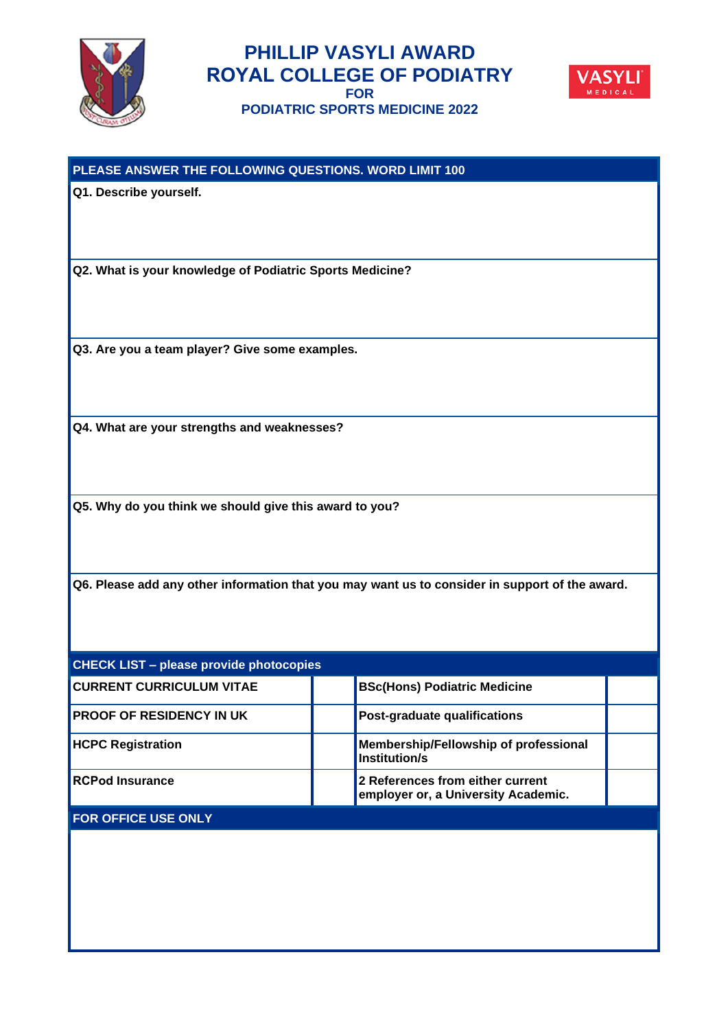# PHILLIP VASYLI AWARD
# ROYAL COLLEGE OF PODIATRY
### FOR
### PODIATRIC SPORTS MEDICINE 2022

**PLEASE ANSWER THE FOLLOWING QUESTIONS. WORD LIMIT 100**

**Q1. Describe yourself.**

**Q2. What is your knowledge of Podiatric Sports Medicine?**

**Q3. Are you a team player? Give some examples.**

**Q4. What are your strengths and weaknesses?**

**Q5. Why do you think we should give this award to you?**

**Q6. Please add any other information that you may want us to consider in support of the award.**

**CHECK LIST – please provide photocopies**

| | | | |
|---|---|---|---|
| **CURRENT CURRICULUM VITAE** | | **BSc(Hons) Podiatric Medicine** | |
| **PROOF OF RESIDENCY IN UK** | | **Post-graduate qualifications** | |
| **HCPC Registration** | | **Membership/Fellowship of professional Institution/s** | |
| **RCPod Insurance** | | **2 References from either current employer or, a University Academic.** | |

**FOR OFFICE USE ONLY**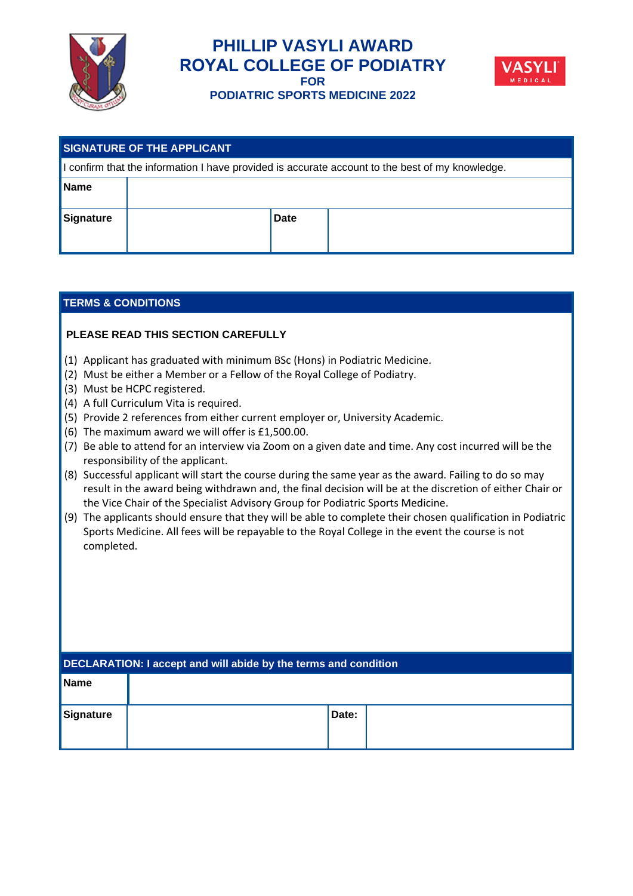# PHILLIP VASYLI AWARD
# ROYAL COLLEGE OF PODIATRY
### FOR
### PODIATRIC SPORTS MEDICINE 2022

| SIGNATURE OF THE APPLICANT | | | |
|---|---|---|---|
| I confirm that the information I have provided is accurate account to the best of my knowledge. | | | |
| **Name** | | | |
| **Signature** | | **Date** | |

## TERMS & CONDITIONS

**PLEASE READ THIS SECTION CAREFULLY**

(1) Applicant has graduated with minimum BSc (Hons) in Podiatric Medicine.
(2) Must be either a Member or a Fellow of the Royal College of Podiatry.
(3) Must be HCPC registered.
(4) A full Curriculum Vita is required.
(5) Provide 2 references from either current employer or, University Academic.
(6) The maximum award we will offer is £1,500.00.
(7) Be able to attend for an interview via Zoom on a given date and time. Any cost incurred will be the responsibility of the applicant.
(8) Successful applicant will start the course during the same year as the award. Failing to do so may result in the award being withdrawn and, the final decision will be at the discretion of either Chair or the Vice Chair of the Specialist Advisory Group for Podiatric Sports Medicine.
(9) The applicants should ensure that they will be able to complete their chosen qualification in Podiatric Sports Medicine. All fees will be repayable to the Royal College in the event the course is not completed.

| DECLARATION: I accept and will abide by the terms and condition | | | |
|---|---|---|---|
| **Name** | | | |
| **Signature** | | **Date:** | |